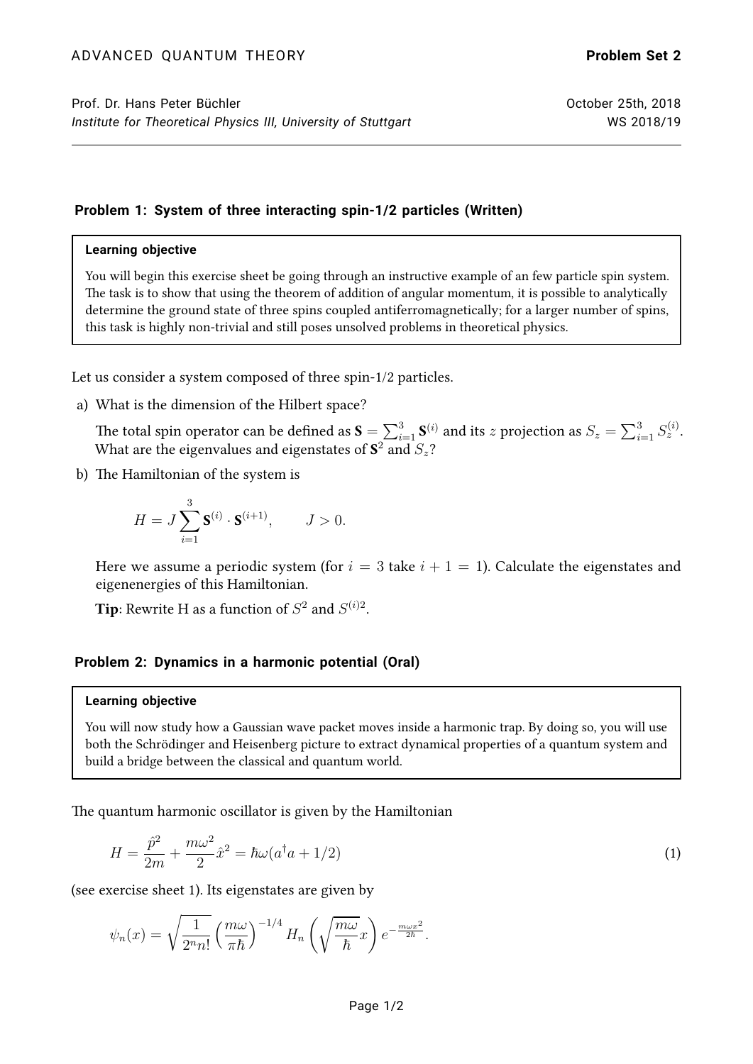ADVANCED QUANTUM THEORY **Problem Set 2**

Prof. Dr. Hans Peter Büchler — October 25th, 2018
*Institute for Theoretical Physics III, University of Stuttgart* — WS 2018/19

### Problem 1: System of three interacting spin-1/2 particles (Written)

> **Learning objective**
>
> You will begin this exercise sheet be going through an instructive example of an few particle spin system. The task is to show that using the theorem of addition of angular momentum, it is possible to analytically determine the ground state of three spins coupled antiferromagnetically; for a larger number of spins, this task is highly non-trivial and still poses unsolved problems in theoretical physics.

Let us consider a system composed of three spin-1/2 particles.

a) What is the dimension of the Hilbert space?

   The total spin operator can be defined as $\mathbf{S} = \sum_{i=1}^{3} \mathbf{S}^{(i)}$ and its $z$ projection as $S_z = \sum_{i=1}^{3} S_z^{(i)}$. What are the eigenvalues and eigenstates of $\mathbf{S}^2$ and $S_z$?

b) The Hamiltonian of the system is

$$H = J \sum_{i=1}^{3} \mathbf{S}^{(i)} \cdot \mathbf{S}^{(i+1)}, \qquad J > 0.$$

   Here we assume a periodic system (for $i = 3$ take $i + 1 = 1$). Calculate the eigenstates and eigenenergies of this Hamiltonian.

   **Tip**: Rewrite H as a function of $S^2$ and $S^{(i)2}$.

### Problem 2: Dynamics in a harmonic potential (Oral)

> **Learning objective**
>
> You will now study how a Gaussian wave packet moves inside a harmonic trap. By doing so, you will use both the Schrödinger and Heisenberg picture to extract dynamical properties of a quantum system and build a bridge between the classical and quantum world.

The quantum harmonic oscillator is given by the Hamiltonian

$$H = \frac{\hat{p}^2}{2m} + \frac{m\omega^2}{2}\hat{x}^2 = \hbar\omega(a^\dagger a + 1/2) \tag{1}$$

(see exercise sheet 1). Its eigenstates are given by

$$\psi_n(x) = \sqrt{\frac{1}{2^n n!}} \left(\frac{m\omega}{\pi\hbar}\right)^{-1/4} H_n\left(\sqrt{\frac{m\omega}{\hbar}}x\right) e^{-\frac{m\omega x^2}{2\hbar}}.$$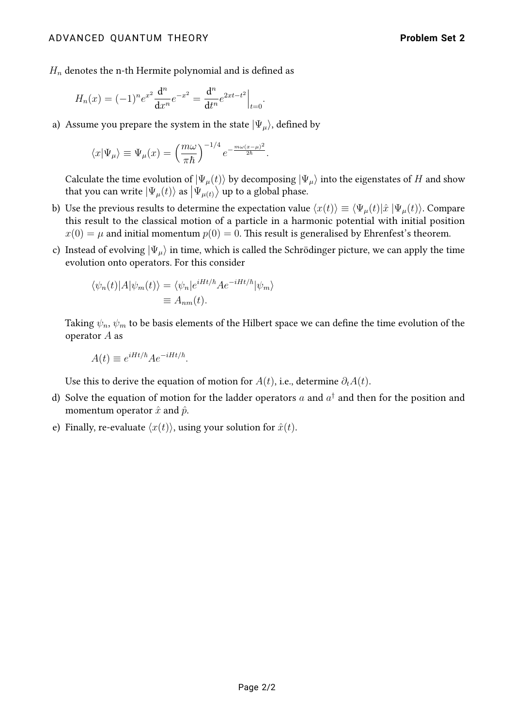$H_n$ denotes the n-th Hermite polynomial and is defined as

$$H_n(x) = (-1)^n e^{x^2} \frac{\mathrm{d}^n}{\mathrm{d}x^n} e^{-x^2} = \frac{\mathrm{d}^n}{\mathrm{d}t^n} e^{2xt-t^2}\bigg|_{t=0}.$$

a) Assume you prepare the system in the state $|\Psi_\mu\rangle$, defined by

$$\langle x|\Psi_\mu\rangle \equiv \Psi_\mu(x) = \left(\frac{m\omega}{\pi\hbar}\right)^{-1/4} e^{-\frac{m\omega(x-\mu)^2}{2\hbar}}.$$

Calculate the time evolution of $|\Psi_\mu(t)\rangle$ by decomposing $|\Psi_\mu\rangle$ into the eigenstates of $H$ and show that you can write $|\Psi_\mu(t)\rangle$ as $\left|\Psi_{\mu(t)}\right\rangle$ up to a global phase.

b) Use the previous results to determine the expectation value $\langle x(t)\rangle \equiv \langle\Psi_\mu(t)|\hat{x}\,|\Psi_\mu(t)\rangle$. Compare this result to the classical motion of a particle in a harmonic potential with initial position $x(0) = \mu$ and initial momentum $p(0) = 0$. This result is generalised by Ehrenfest's theorem.

c) Instead of evolving $|\Psi_\mu\rangle$ in time, which is called the Schrödinger picture, we can apply the time evolution onto operators. For this consider

$$\begin{aligned}\langle\psi_n(t)|A|\psi_m(t)\rangle &= \langle\psi_n|e^{iHt/\hbar}Ae^{-iHt/\hbar}|\psi_m\rangle \\ &\equiv A_{nm}(t).\end{aligned}$$

Taking $\psi_n, \psi_m$ to be basis elements of the Hilbert space we can define the time evolution of the operator $A$ as

$$A(t) \equiv e^{iHt/\hbar}Ae^{-iHt/\hbar}.$$

Use this to derive the equation of motion for $A(t)$, i.e., determine $\partial_t A(t)$.

d) Solve the equation of motion for the ladder operators $a$ and $a^\dagger$ and then for the position and momentum operator $\hat{x}$ and $\hat{p}$.

e) Finally, re-evaluate $\langle x(t)\rangle$, using your solution for $\hat{x}(t)$.